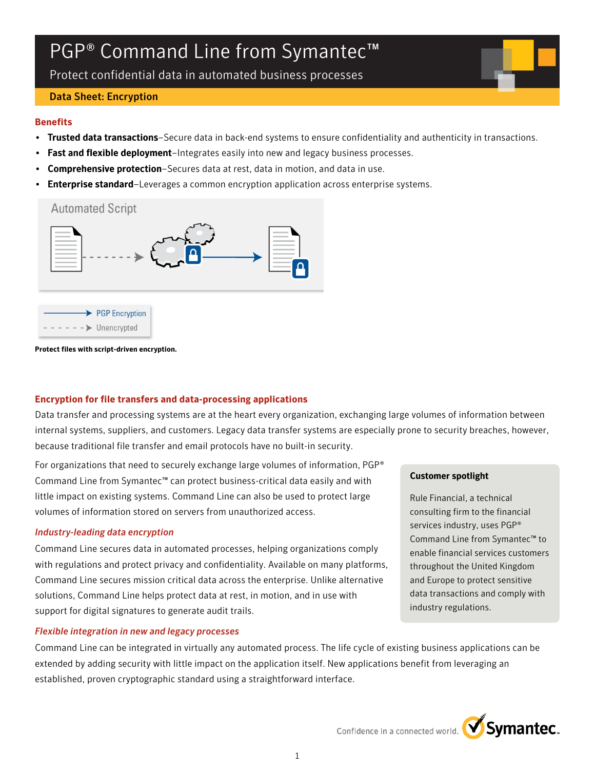# PGP® Command Line from Symantec™

Protect confidential data in automated business processes

**Data Sheet: Encryption**

## Benefits

- **Trusted data transactions**–Secure data in back-end systems to ensure confidentiality and authenticity in transactions.
- **Fast and flexible deployment**–Integrates easily into new and legacy business processes.
- **Comprehensive protection**–Secures data at rest, data in motion, and data in use.
- **Enterprise standard**–Leverages a common encryption application across enterprise systems.

Automated Script

PGP Encryption

Unencrypted

**Protect files with script-driven encryption.**

## Encryption for file transfers and data-processing applications

Data transfer and processing systems are at the heart every organization, exchanging large volumes of information between internal systems, suppliers, and customers. Legacy data transfer systems are especially prone to security breaches, however, because traditional file transfer and email protocols have no built-in security.

For organizations that need to securely exchange large volumes of information, PGP® Command Line from Symantec™ can protect business-critical data easily and with little impact on existing systems. Command Line can also be used to protect large volumes of information stored on servers from unauthorized access.

### *Industry-leading data encryption*

Command Line secures data in automated processes, helping organizations comply with regulations and protect privacy and confidentiality. Available on many platforms, Command Line secures mission critical data across the enterprise. Unlike alternative solutions, Command Line helps protect data at rest, in motion, and in use with support for digital signatures to generate audit trails.

### *Flexible integration in new and legacy processes*

Command Line can be integrated in virtually any automated process. The life cycle of existing business applications can be extended by adding security with little impact on the application itself. New applications benefit from leveraging an established, proven cryptographic standard using a straightforward interface.

**Customer spotlight**

Rule Financial, a technical consulting firm to the financial services industry, uses PGP® Command Line from Symantec™ to enable financial services customers throughout the United Kingdom and Europe to protect sensitive data transactions and comply with industry regulations.

Confidence in a connected world. Symantec.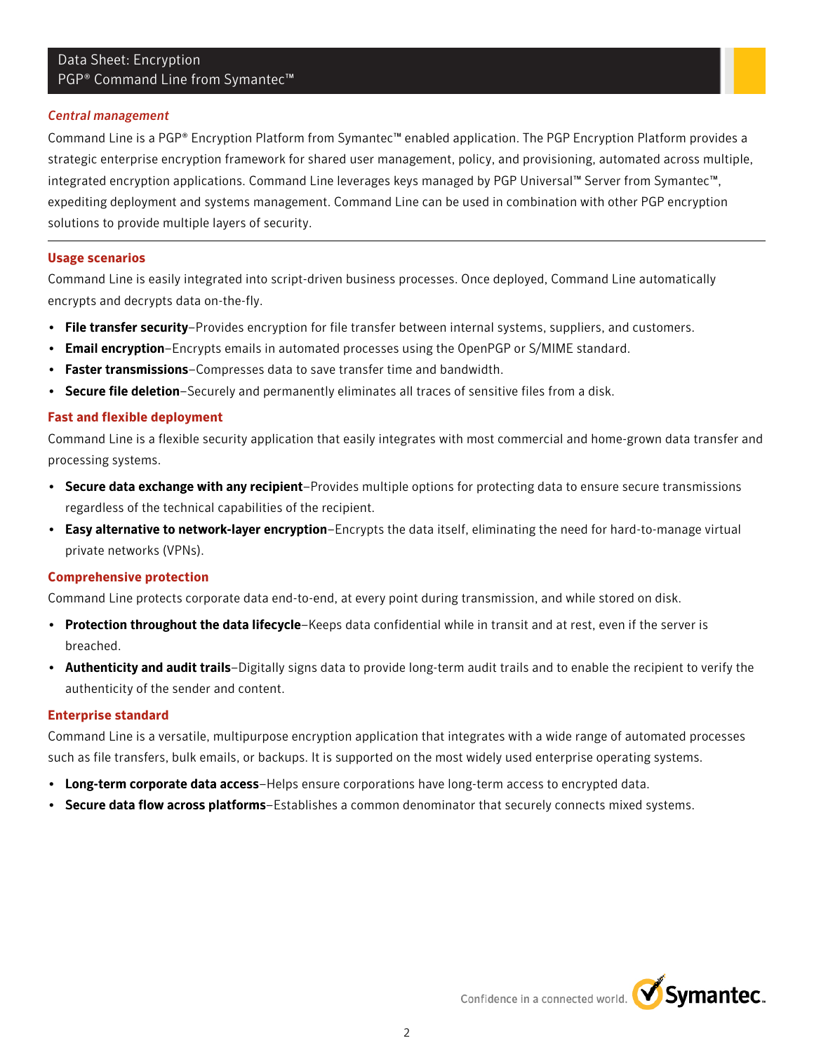### *Central management*

Command Line is a PGP® Encryption Platform from Symantec™ enabled application. The PGP Encryption Platform provides a strategic enterprise encryption framework for shared user management, policy, and provisioning, automated across multiple, integrated encryption applications. Command Line leverages keys managed by PGP Universal™ Server from Symantec™, expediting deployment and systems management. Command Line can be used in combination with other PGP encryption solutions to provide multiple layers of security.

---

### Usage scenarios

Command Line is easily integrated into script-driven business processes. Once deployed, Command Line automatically encrypts and decrypts data on-the-fly.

- **File transfer security**–Provides encryption for file transfer between internal systems, suppliers, and customers.
- **Email encryption**–Encrypts emails in automated processes using the OpenPGP or S/MIME standard.
- **Faster transmissions**–Compresses data to save transfer time and bandwidth.
- **Secure file deletion**–Securely and permanently eliminates all traces of sensitive files from a disk.

### Fast and flexible deployment

Command Line is a flexible security application that easily integrates with most commercial and home-grown data transfer and processing systems.

- **Secure data exchange with any recipient**–Provides multiple options for protecting data to ensure secure transmissions regardless of the technical capabilities of the recipient.
- **Easy alternative to network-layer encryption**–Encrypts the data itself, eliminating the need for hard-to-manage virtual private networks (VPNs).

### Comprehensive protection

Command Line protects corporate data end-to-end, at every point during transmission, and while stored on disk.

- **Protection throughout the data lifecycle**–Keeps data confidential while in transit and at rest, even if the server is breached.
- **Authenticity and audit trails**–Digitally signs data to provide long-term audit trails and to enable the recipient to verify the authenticity of the sender and content.

### Enterprise standard

Command Line is a versatile, multipurpose encryption application that integrates with a wide range of automated processes such as file transfers, bulk emails, or backups. It is supported on the most widely used enterprise operating systems.

- **Long-term corporate data access**–Helps ensure corporations have long-term access to encrypted data.
- **Secure data flow across platforms**–Establishes a common denominator that securely connects mixed systems.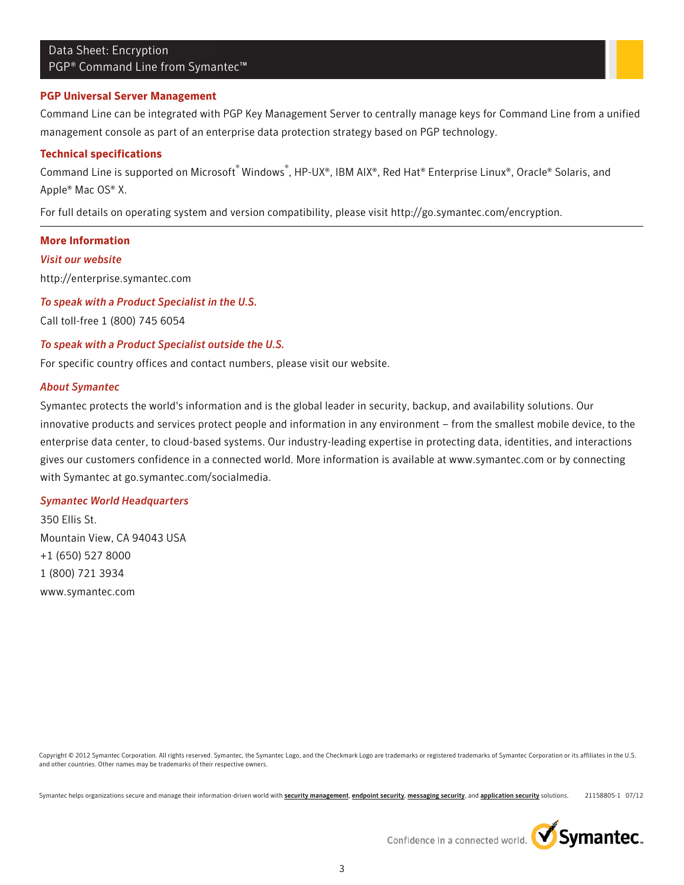### PGP Universal Server Management

Command Line can be integrated with PGP Key Management Server to centrally manage keys for Command Line from a unified management console as part of an enterprise data protection strategy based on PGP technology.

### Technical specifications

Command Line is supported on Microsoft® Windows®, HP-UX®, IBM AIX®, Red Hat® Enterprise Linux®, Oracle® Solaris, and Apple® Mac OS® X.

For full details on operating system and version compatibility, please visit http://go.symantec.com/encryption.

---

### More Information

*Visit our website*

http://enterprise.symantec.com

*To speak with a Product Specialist in the U.S.*

Call toll-free 1 (800) 745 6054

*To speak with a Product Specialist outside the U.S.*

For specific country offices and contact numbers, please visit our website.

*About Symantec*

Symantec protects the world's information and is the global leader in security, backup, and availability solutions. Our innovative products and services protect people and information in any environment – from the smallest mobile device, to the enterprise data center, to cloud-based systems. Our industry-leading expertise in protecting data, identities, and interactions gives our customers confidence in a connected world. More information is available at www.symantec.com or by connecting with Symantec at go.symantec.com/socialmedia.

*Symantec World Headquarters*

350 Ellis St.
Mountain View, CA 94043 USA
+1 (650) 527 8000
1 (800) 721 3934
www.symantec.com

Copyright © 2012 Symantec Corporation. All rights reserved. Symantec, the Symantec Logo, and the Checkmark Logo are trademarks or registered trademarks of Symantec Corporation or its affiliates in the U.S. and other countries. Other names may be trademarks of their respective owners.

Symantec helps organizations secure and manage their information-driven world with **security management**, **endpoint security**, **messaging security**, and **application security** solutions. 21158805-1 07/12

Confidence in a connected world. Symantec.